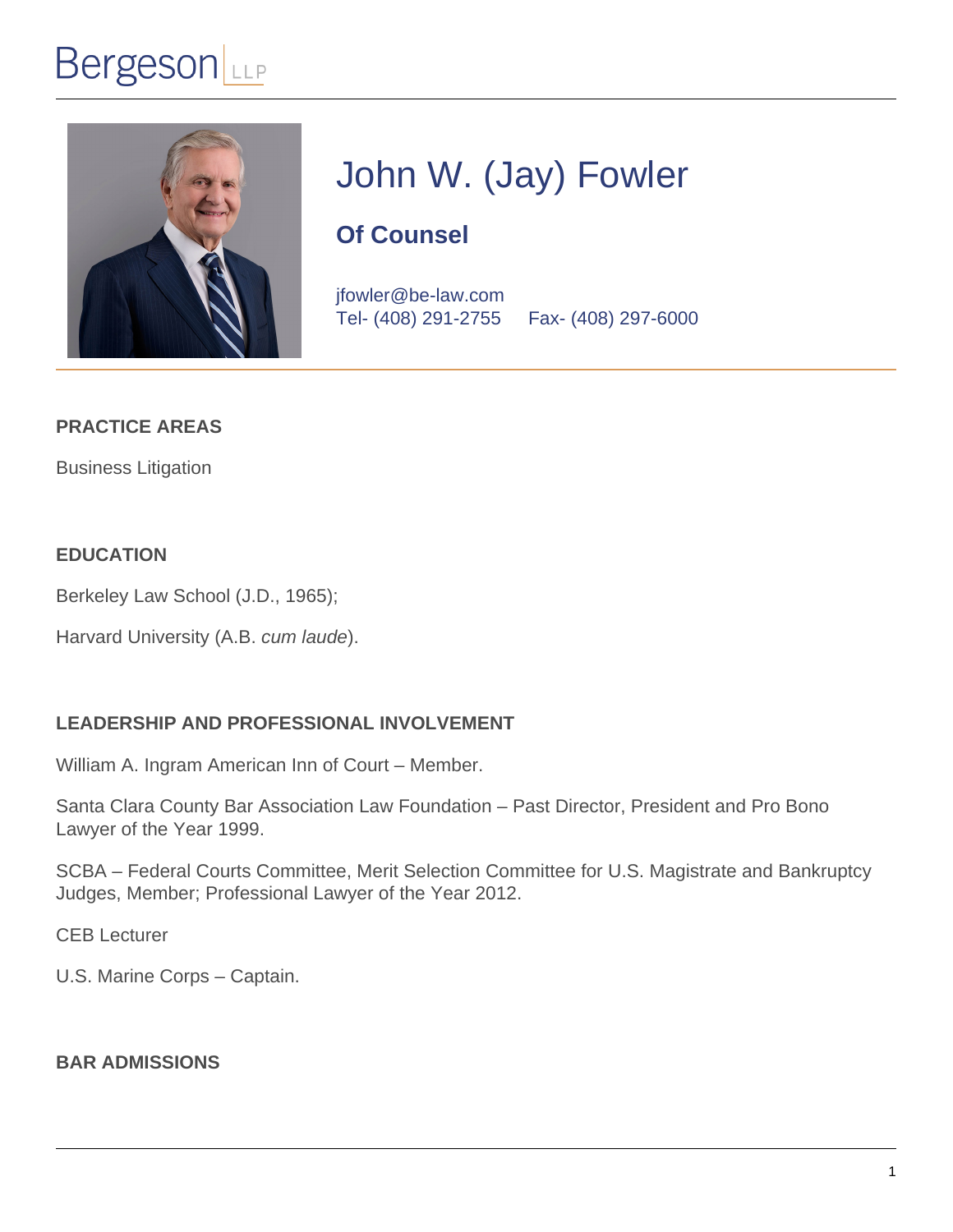Bergeson LLP

# John W. (Jay) Fowler

## Of Counsel

jfowler@be-law.com
Tel- (408) 291-2755     Fax- (408) 297-6000

### PRACTICE AREAS

Business Litigation

### EDUCATION

Berkeley Law School (J.D., 1965);

Harvard University (A.B. *cum laude*).

### LEADERSHIP AND PROFESSIONAL INVOLVEMENT

William A. Ingram American Inn of Court – Member.

Santa Clara County Bar Association Law Foundation – Past Director, President and Pro Bono Lawyer of the Year 1999.

SCBA – Federal Courts Committee, Merit Selection Committee for U.S. Magistrate and Bankruptcy Judges, Member; Professional Lawyer of the Year 2012.

CEB Lecturer

U.S. Marine Corps – Captain.

### BAR ADMISSIONS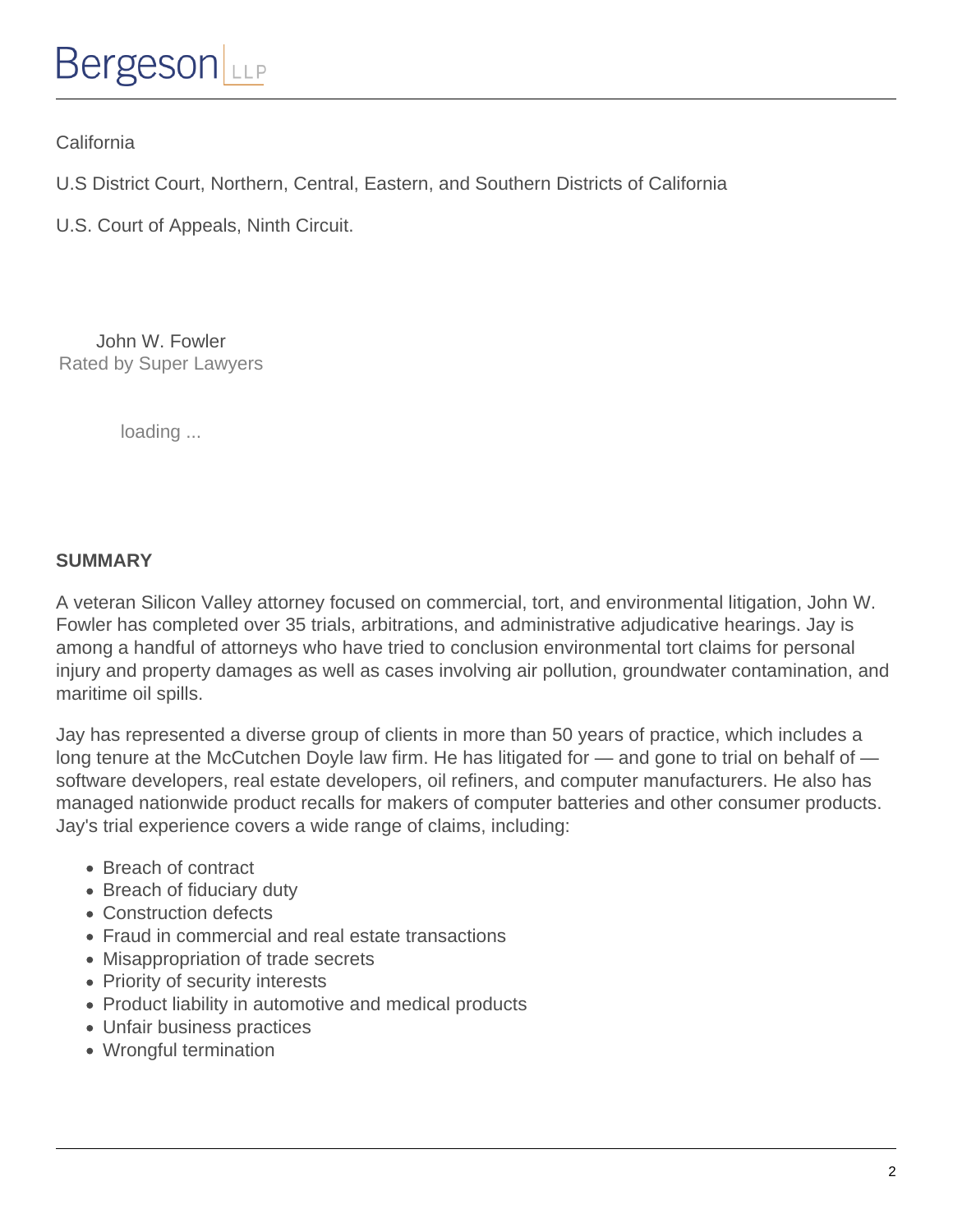California

U.S District Court, Northern, Central, Eastern, and Southern Districts of California

U.S. Court of Appeals, Ninth Circuit.

John W. Fowler
Rated by Super Lawyers

loading ...

**SUMMARY**

A veteran Silicon Valley attorney focused on commercial, tort, and environmental litigation, John W. Fowler has completed over 35 trials, arbitrations, and administrative adjudicative hearings. Jay is among a handful of attorneys who have tried to conclusion environmental tort claims for personal injury and property damages as well as cases involving air pollution, groundwater contamination, and maritime oil spills.

Jay has represented a diverse group of clients in more than 50 years of practice, which includes a long tenure at the McCutchen Doyle law firm. He has litigated for — and gone to trial on behalf of — software developers, real estate developers, oil refiners, and computer manufacturers. He also has managed nationwide product recalls for makers of computer batteries and other consumer products. Jay's trial experience covers a wide range of claims, including:

- Breach of contract
- Breach of fiduciary duty
- Construction defects
- Fraud in commercial and real estate transactions
- Misappropriation of trade secrets
- Priority of security interests
- Product liability in automotive and medical products
- Unfair business practices
- Wrongful termination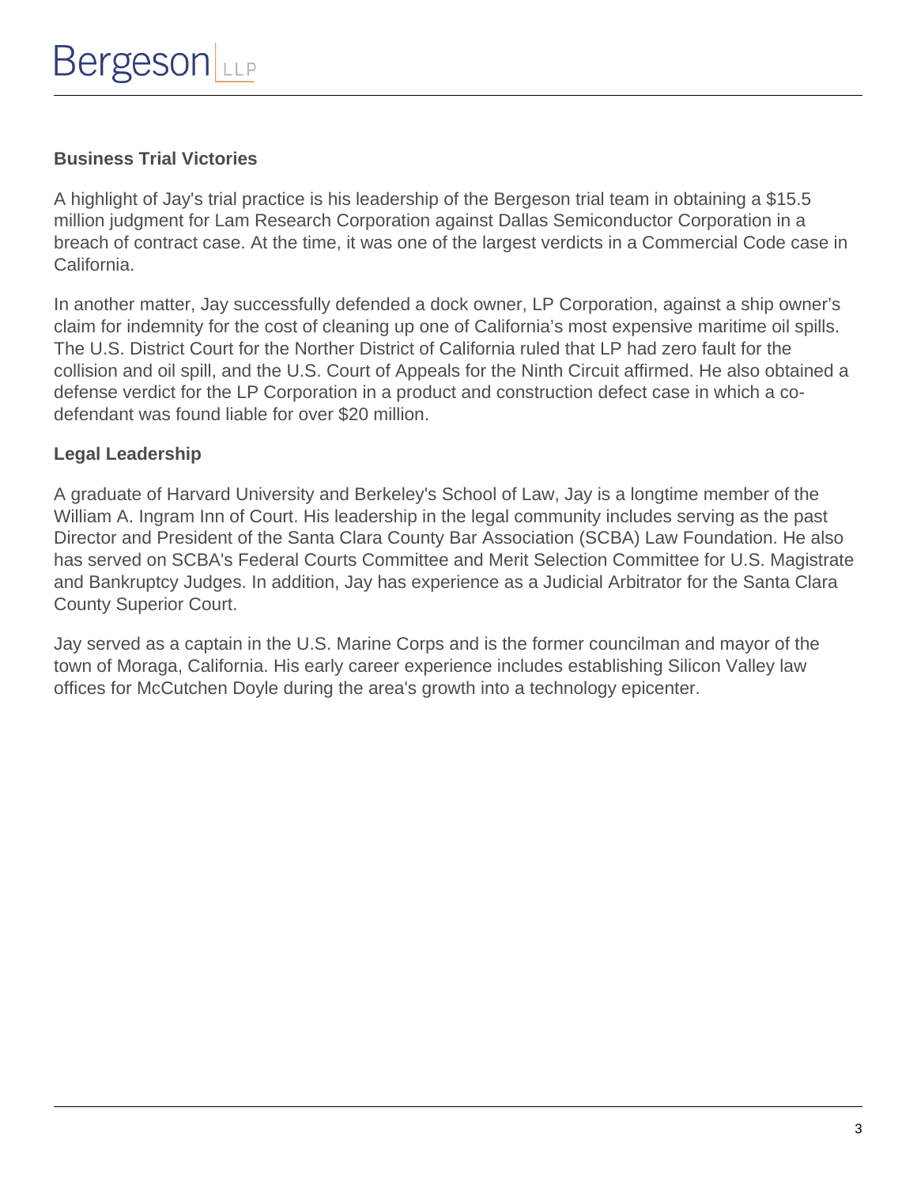## Business Trial Victories

A highlight of Jay's trial practice is his leadership of the Bergeson trial team in obtaining a $15.5 million judgment for Lam Research Corporation against Dallas Semiconductor Corporation in a breach of contract case. At the time, it was one of the largest verdicts in a Commercial Code case in California.

In another matter, Jay successfully defended a dock owner, LP Corporation, against a ship owner's claim for indemnity for the cost of cleaning up one of California's most expensive maritime oil spills. The U.S. District Court for the Norther District of California ruled that LP had zero fault for the collision and oil spill, and the U.S. Court of Appeals for the Ninth Circuit affirmed. He also obtained a defense verdict for the LP Corporation in a product and construction defect case in which a co-defendant was found liable for over $20 million.

## Legal Leadership

A graduate of Harvard University and Berkeley's School of Law, Jay is a longtime member of the William A. Ingram Inn of Court. His leadership in the legal community includes serving as the past Director and President of the Santa Clara County Bar Association (SCBA) Law Foundation. He also has served on SCBA's Federal Courts Committee and Merit Selection Committee for U.S. Magistrate and Bankruptcy Judges. In addition, Jay has experience as a Judicial Arbitrator for the Santa Clara County Superior Court.

Jay served as a captain in the U.S. Marine Corps and is the former councilman and mayor of the town of Moraga, California. His early career experience includes establishing Silicon Valley law offices for McCutchen Doyle during the area's growth into a technology epicenter.